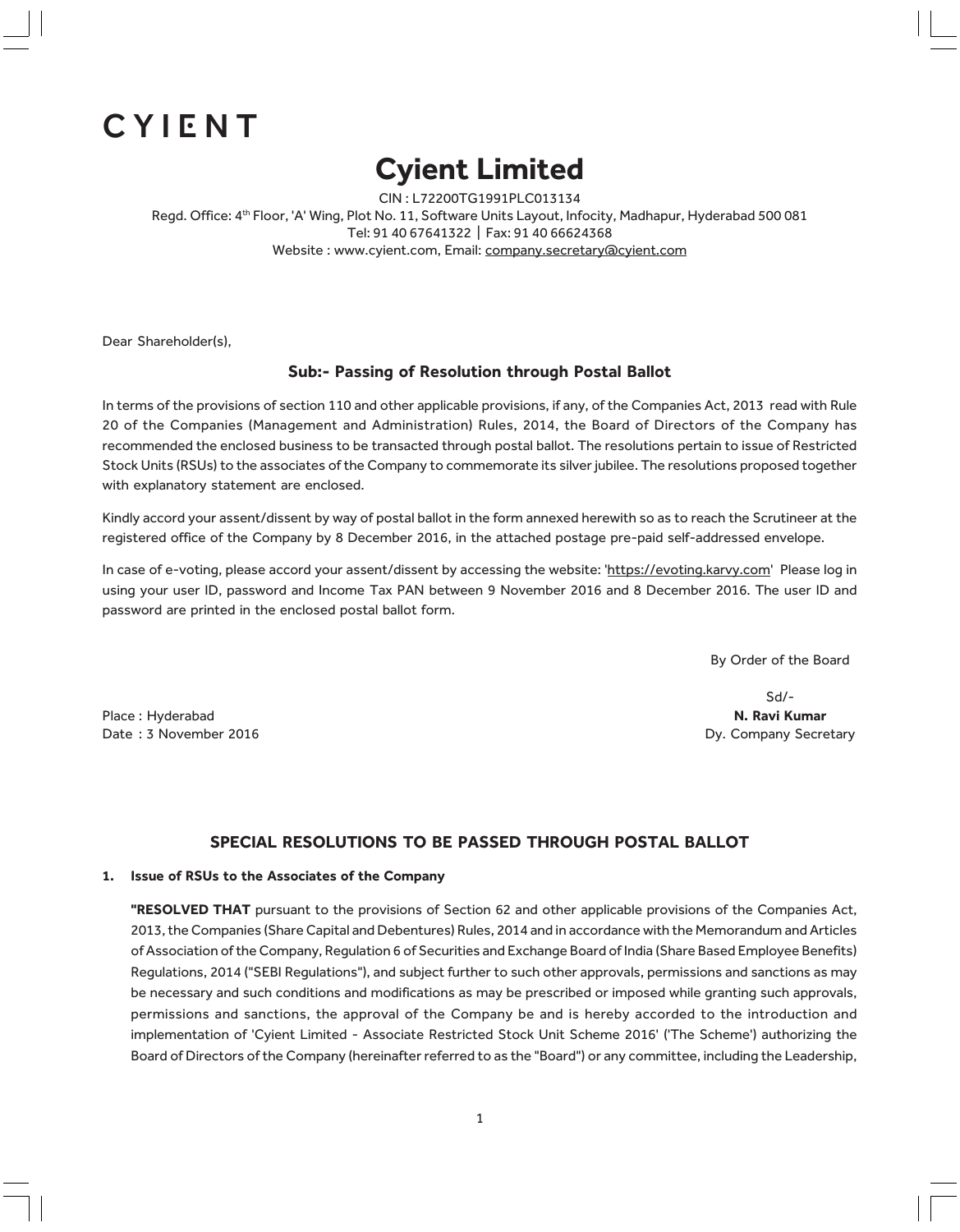CYIENT

# Cyient Limited

CIN : L72200TG1991PLC013134
Regd. Office: 4th Floor, 'A' Wing, Plot No. 11, Software Units Layout, Infocity, Madhapur, Hyderabad 500 081
Tel: 91 40 67641322 | Fax: 91 40 66624368
Website : www.cyient.com, Email: company.secretary@cyient.com

Dear Shareholder(s),

## Sub:- Passing of Resolution through Postal Ballot

In terms of the provisions of section 110 and other applicable provisions, if any, of the Companies Act, 2013 read with Rule 20 of the Companies (Management and Administration) Rules, 2014, the Board of Directors of the Company has recommended the enclosed business to be transacted through postal ballot. The resolutions pertain to issue of Restricted Stock Units (RSUs) to the associates of the Company to commemorate its silver jubilee. The resolutions proposed together with explanatory statement are enclosed.

Kindly accord your assent/dissent by way of postal ballot in the form annexed herewith so as to reach the Scrutineer at the registered office of the Company by 8 December 2016, in the attached postage pre-paid self-addressed envelope.

In case of e-voting, please accord your assent/dissent by accessing the website: 'https://evoting.karvy.com' Please log in using your user ID, password and Income Tax PAN between 9 November 2016 and 8 December 2016. The user ID and password are printed in the enclosed postal ballot form.

By Order of the Board

Sd/-
**N. Ravi Kumar**
Dy. Company Secretary

Place : Hyderabad
Date : 3 November 2016

## SPECIAL RESOLUTIONS TO BE PASSED THROUGH POSTAL BALLOT

**1. Issue of RSUs to the Associates of the Company**

**"RESOLVED THAT** pursuant to the provisions of Section 62 and other applicable provisions of the Companies Act, 2013, the Companies (Share Capital and Debentures) Rules, 2014 and in accordance with the Memorandum and Articles of Association of the Company, Regulation 6 of Securities and Exchange Board of India (Share Based Employee Benefits) Regulations, 2014 ("SEBI Regulations"), and subject further to such other approvals, permissions and sanctions as may be necessary and such conditions and modifications as may be prescribed or imposed while granting such approvals, permissions and sanctions, the approval of the Company be and is hereby accorded to the introduction and implementation of 'Cyient Limited - Associate Restricted Stock Unit Scheme 2016' ('The Scheme') authorizing the Board of Directors of the Company (hereinafter referred to as the "Board") or any committee, including the Leadership,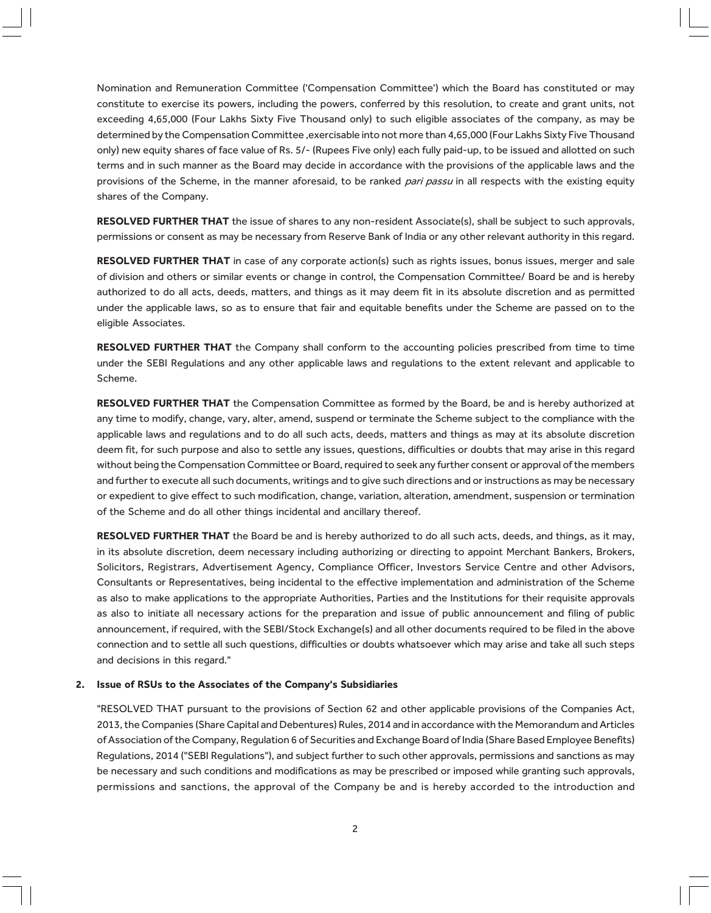Nomination and Remuneration Committee ('Compensation Committee') which the Board has constituted or may constitute to exercise its powers, including the powers, conferred by this resolution, to create and grant units, not exceeding 4,65,000 (Four Lakhs Sixty Five Thousand only) to such eligible associates of the company, as may be determined by the Compensation Committee ,exercisable into not more than 4,65,000 (Four Lakhs Sixty Five Thousand only) new equity shares of face value of Rs. 5/- (Rupees Five only) each fully paid-up, to be issued and allotted on such terms and in such manner as the Board may decide in accordance with the provisions of the applicable laws and the provisions of the Scheme, in the manner aforesaid, to be ranked *pari passu* in all respects with the existing equity shares of the Company.

**RESOLVED FURTHER THAT** the issue of shares to any non-resident Associate(s), shall be subject to such approvals, permissions or consent as may be necessary from Reserve Bank of India or any other relevant authority in this regard.

**RESOLVED FURTHER THAT** in case of any corporate action(s) such as rights issues, bonus issues, merger and sale of division and others or similar events or change in control, the Compensation Committee/ Board be and is hereby authorized to do all acts, deeds, matters, and things as it may deem fit in its absolute discretion and as permitted under the applicable laws, so as to ensure that fair and equitable benefits under the Scheme are passed on to the eligible Associates.

**RESOLVED FURTHER THAT** the Company shall conform to the accounting policies prescribed from time to time under the SEBI Regulations and any other applicable laws and regulations to the extent relevant and applicable to Scheme.

**RESOLVED FURTHER THAT** the Compensation Committee as formed by the Board, be and is hereby authorized at any time to modify, change, vary, alter, amend, suspend or terminate the Scheme subject to the compliance with the applicable laws and regulations and to do all such acts, deeds, matters and things as may at its absolute discretion deem fit, for such purpose and also to settle any issues, questions, difficulties or doubts that may arise in this regard without being the Compensation Committee or Board, required to seek any further consent or approval of the members and further to execute all such documents, writings and to give such directions and or instructions as may be necessary or expedient to give effect to such modification, change, variation, alteration, amendment, suspension or termination of the Scheme and do all other things incidental and ancillary thereof.

**RESOLVED FURTHER THAT** the Board be and is hereby authorized to do all such acts, deeds, and things, as it may, in its absolute discretion, deem necessary including authorizing or directing to appoint Merchant Bankers, Brokers, Solicitors, Registrars, Advertisement Agency, Compliance Officer, Investors Service Centre and other Advisors, Consultants or Representatives, being incidental to the effective implementation and administration of the Scheme as also to make applications to the appropriate Authorities, Parties and the Institutions for their requisite approvals as also to initiate all necessary actions for the preparation and issue of public announcement and filing of public announcement, if required, with the SEBI/Stock Exchange(s) and all other documents required to be filed in the above connection and to settle all such questions, difficulties or doubts whatsoever which may arise and take all such steps and decisions in this regard."

**2. Issue of RSUs to the Associates of the Company's Subsidiaries**

"RESOLVED THAT pursuant to the provisions of Section 62 and other applicable provisions of the Companies Act, 2013, the Companies (Share Capital and Debentures) Rules, 2014 and in accordance with the Memorandum and Articles of Association of the Company, Regulation 6 of Securities and Exchange Board of India (Share Based Employee Benefits) Regulations, 2014 ("SEBI Regulations"), and subject further to such other approvals, permissions and sanctions as may be necessary and such conditions and modifications as may be prescribed or imposed while granting such approvals, permissions and sanctions, the approval of the Company be and is hereby accorded to the introduction and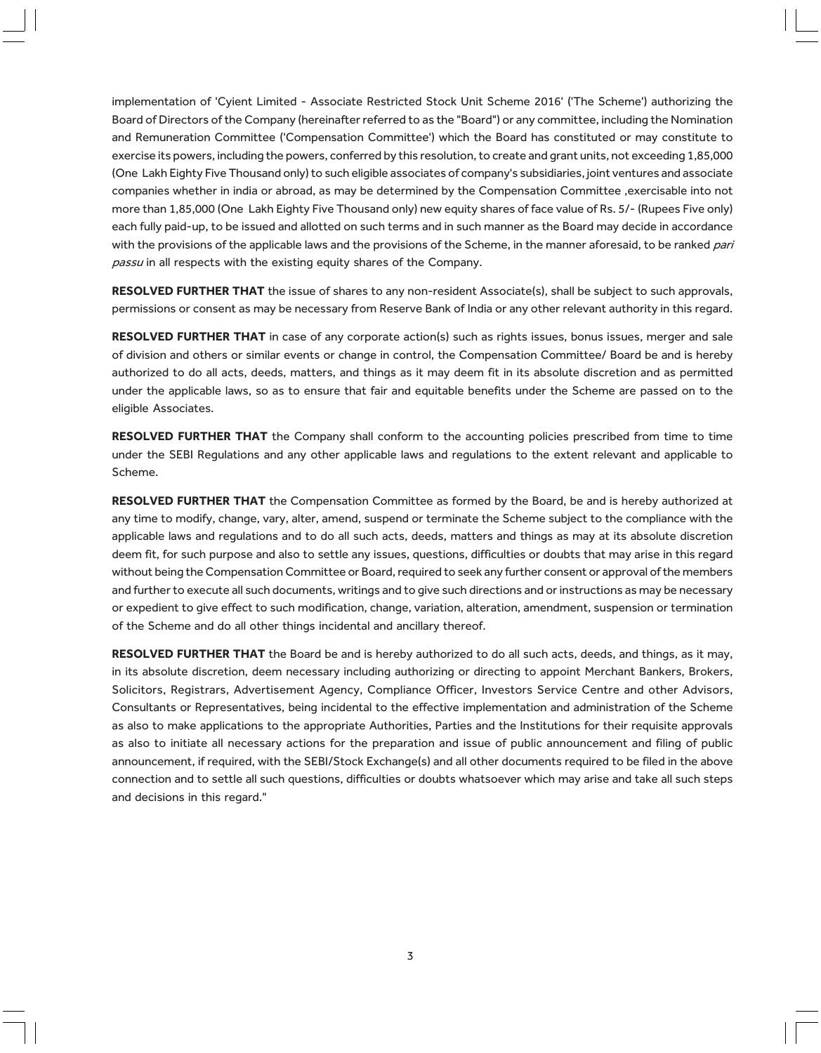implementation of 'Cyient Limited - Associate Restricted Stock Unit Scheme 2016' ('The Scheme') authorizing the Board of Directors of the Company (hereinafter referred to as the "Board") or any committee, including the Nomination and Remuneration Committee ('Compensation Committee') which the Board has constituted or may constitute to exercise its powers, including the powers, conferred by this resolution, to create and grant units, not exceeding 1,85,000 (One Lakh Eighty Five Thousand only) to such eligible associates of company's subsidiaries, joint ventures and associate companies whether in india or abroad, as may be determined by the Compensation Committee ,exercisable into not more than 1,85,000 (One Lakh Eighty Five Thousand only) new equity shares of face value of Rs. 5/- (Rupees Five only) each fully paid-up, to be issued and allotted on such terms and in such manner as the Board may decide in accordance with the provisions of the applicable laws and the provisions of the Scheme, in the manner aforesaid, to be ranked *pari passu* in all respects with the existing equity shares of the Company.

**RESOLVED FURTHER THAT** the issue of shares to any non-resident Associate(s), shall be subject to such approvals, permissions or consent as may be necessary from Reserve Bank of India or any other relevant authority in this regard.

**RESOLVED FURTHER THAT** in case of any corporate action(s) such as rights issues, bonus issues, merger and sale of division and others or similar events or change in control, the Compensation Committee/ Board be and is hereby authorized to do all acts, deeds, matters, and things as it may deem fit in its absolute discretion and as permitted under the applicable laws, so as to ensure that fair and equitable benefits under the Scheme are passed on to the eligible Associates.

**RESOLVED FURTHER THAT** the Company shall conform to the accounting policies prescribed from time to time under the SEBI Regulations and any other applicable laws and regulations to the extent relevant and applicable to Scheme.

**RESOLVED FURTHER THAT** the Compensation Committee as formed by the Board, be and is hereby authorized at any time to modify, change, vary, alter, amend, suspend or terminate the Scheme subject to the compliance with the applicable laws and regulations and to do all such acts, deeds, matters and things as may at its absolute discretion deem fit, for such purpose and also to settle any issues, questions, difficulties or doubts that may arise in this regard without being the Compensation Committee or Board, required to seek any further consent or approval of the members and further to execute all such documents, writings and to give such directions and or instructions as may be necessary or expedient to give effect to such modification, change, variation, alteration, amendment, suspension or termination of the Scheme and do all other things incidental and ancillary thereof.

**RESOLVED FURTHER THAT** the Board be and is hereby authorized to do all such acts, deeds, and things, as it may, in its absolute discretion, deem necessary including authorizing or directing to appoint Merchant Bankers, Brokers, Solicitors, Registrars, Advertisement Agency, Compliance Officer, Investors Service Centre and other Advisors, Consultants or Representatives, being incidental to the effective implementation and administration of the Scheme as also to make applications to the appropriate Authorities, Parties and the Institutions for their requisite approvals as also to initiate all necessary actions for the preparation and issue of public announcement and filing of public announcement, if required, with the SEBI/Stock Exchange(s) and all other documents required to be filed in the above connection and to settle all such questions, difficulties or doubts whatsoever which may arise and take all such steps and decisions in this regard."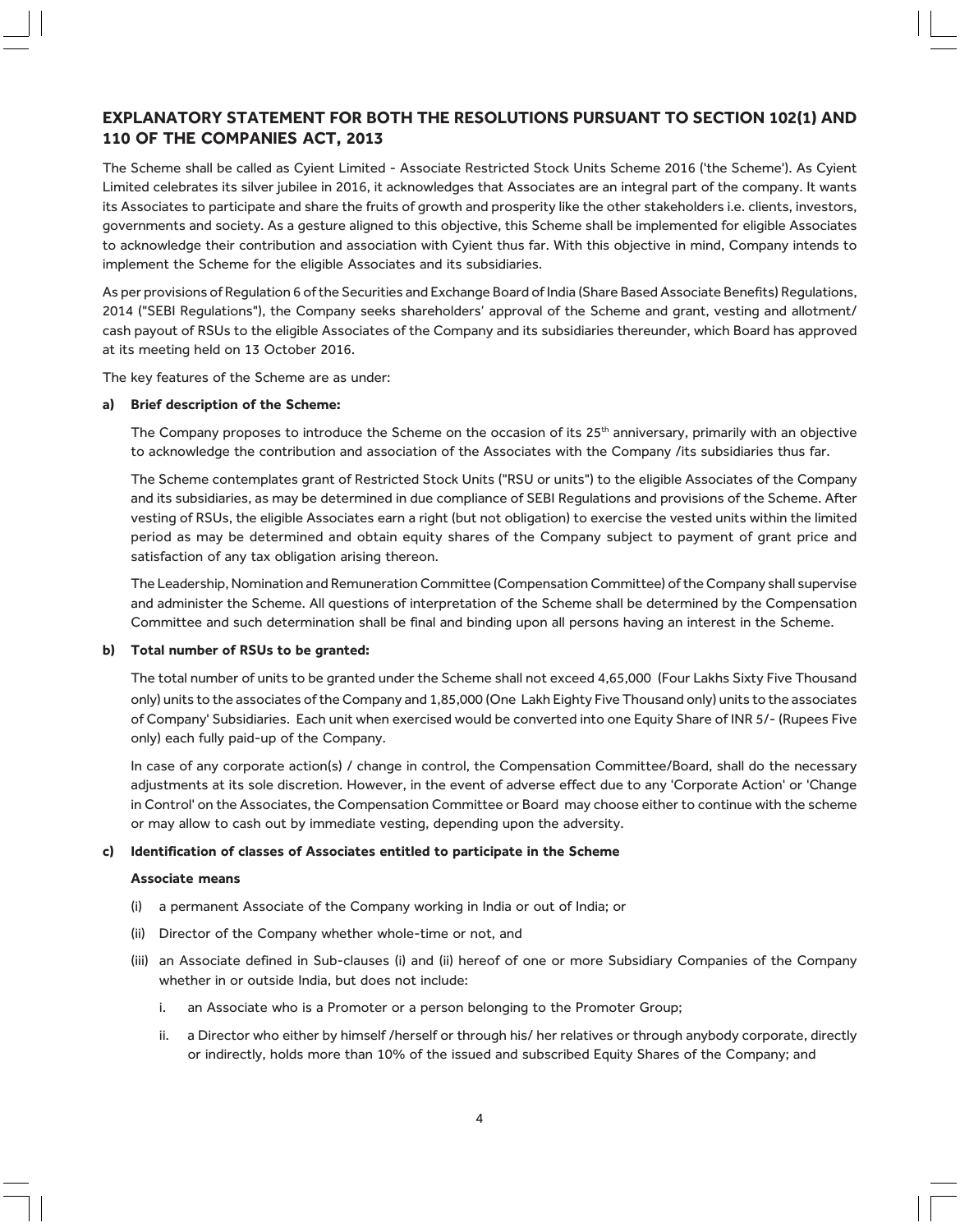## EXPLANATORY STATEMENT FOR BOTH THE RESOLUTIONS PURSUANT TO SECTION 102(1) AND 110 OF THE COMPANIES ACT, 2013

The Scheme shall be called as Cyient Limited - Associate Restricted Stock Units Scheme 2016 ('the Scheme'). As Cyient Limited celebrates its silver jubilee in 2016, it acknowledges that Associates are an integral part of the company. It wants its Associates to participate and share the fruits of growth and prosperity like the other stakeholders i.e. clients, investors, governments and society. As a gesture aligned to this objective, this Scheme shall be implemented for eligible Associates to acknowledge their contribution and association with Cyient thus far. With this objective in mind, Company intends to implement the Scheme for the eligible Associates and its subsidiaries.

As per provisions of Regulation 6 of the Securities and Exchange Board of India (Share Based Associate Benefits) Regulations, 2014 ("SEBI Regulations"), the Company seeks shareholders' approval of the Scheme and grant, vesting and allotment/ cash payout of RSUs to the eligible Associates of the Company and its subsidiaries thereunder, which Board has approved at its meeting held on 13 October 2016.

The key features of the Scheme are as under:

**a) Brief description of the Scheme:**

The Company proposes to introduce the Scheme on the occasion of its 25th anniversary, primarily with an objective to acknowledge the contribution and association of the Associates with the Company /its subsidiaries thus far.

The Scheme contemplates grant of Restricted Stock Units ("RSU or units") to the eligible Associates of the Company and its subsidiaries, as may be determined in due compliance of SEBI Regulations and provisions of the Scheme. After vesting of RSUs, the eligible Associates earn a right (but not obligation) to exercise the vested units within the limited period as may be determined and obtain equity shares of the Company subject to payment of grant price and satisfaction of any tax obligation arising thereon.

The Leadership, Nomination and Remuneration Committee (Compensation Committee) of the Company shall supervise and administer the Scheme. All questions of interpretation of the Scheme shall be determined by the Compensation Committee and such determination shall be final and binding upon all persons having an interest in the Scheme.

**b) Total number of RSUs to be granted:**

The total number of units to be granted under the Scheme shall not exceed 4,65,000 (Four Lakhs Sixty Five Thousand only) units to the associates of the Company and 1,85,000 (One Lakh Eighty Five Thousand only) units to the associates of Company' Subsidiaries. Each unit when exercised would be converted into one Equity Share of INR 5/- (Rupees Five only) each fully paid-up of the Company.

In case of any corporate action(s) / change in control, the Compensation Committee/Board, shall do the necessary adjustments at its sole discretion. However, in the event of adverse effect due to any 'Corporate Action' or 'Change in Control' on the Associates, the Compensation Committee or Board may choose either to continue with the scheme or may allow to cash out by immediate vesting, depending upon the adversity.

**c) Identification of classes of Associates entitled to participate in the Scheme**

**Associate means**

- (i) a permanent Associate of the Company working in India or out of India; or
- (ii) Director of the Company whether whole-time or not, and
- (iii) an Associate defined in Sub-clauses (i) and (ii) hereof of one or more Subsidiary Companies of the Company whether in or outside India, but does not include:
    - i. an Associate who is a Promoter or a person belonging to the Promoter Group;
    - ii. a Director who either by himself /herself or through his/ her relatives or through anybody corporate, directly or indirectly, holds more than 10% of the issued and subscribed Equity Shares of the Company; and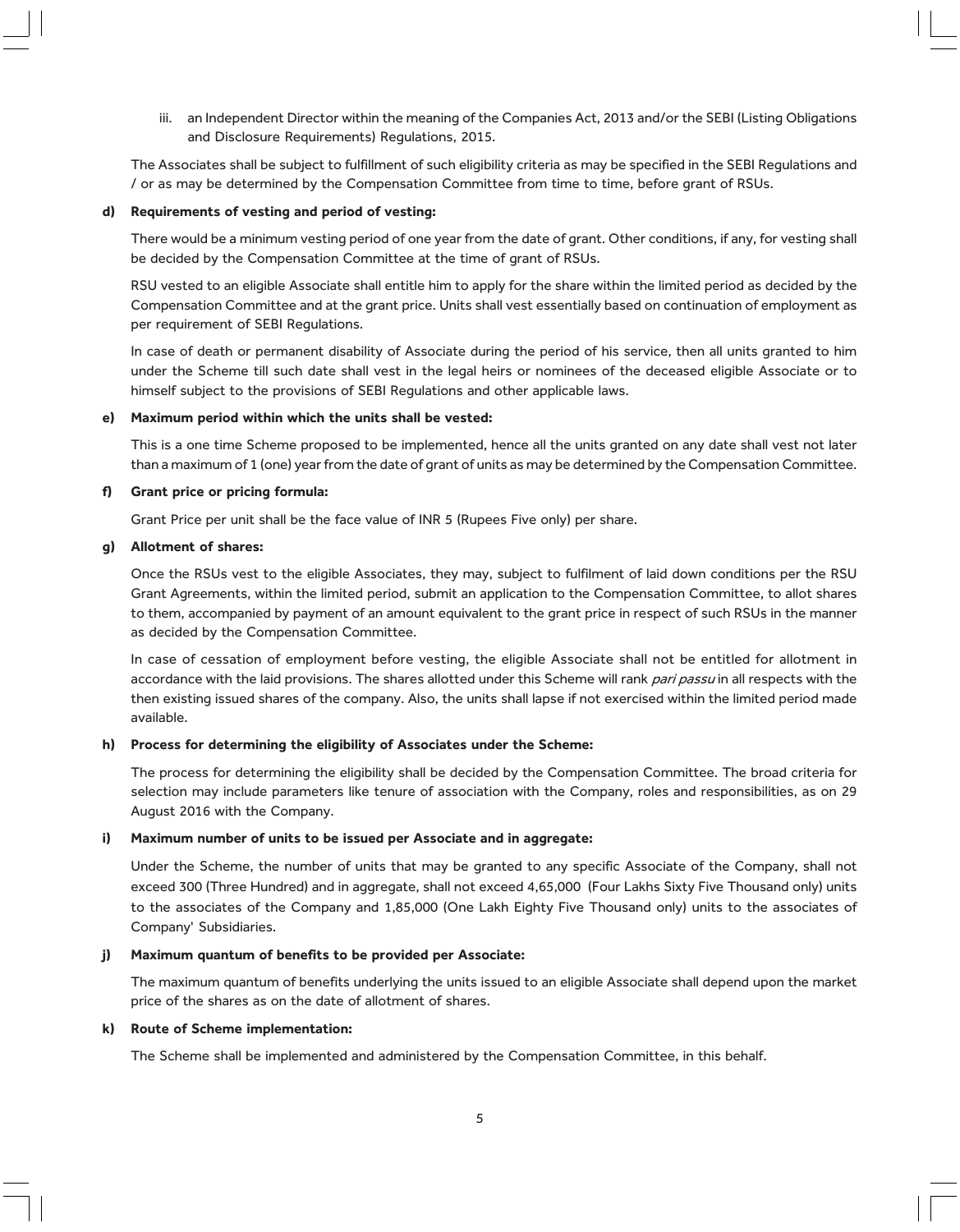iii. an Independent Director within the meaning of the Companies Act, 2013 and/or the SEBI (Listing Obligations and Disclosure Requirements) Regulations, 2015.

The Associates shall be subject to fulfillment of such eligibility criteria as may be specified in the SEBI Regulations and / or as may be determined by the Compensation Committee from time to time, before grant of RSUs.

**d) Requirements of vesting and period of vesting:**

There would be a minimum vesting period of one year from the date of grant. Other conditions, if any, for vesting shall be decided by the Compensation Committee at the time of grant of RSUs.

RSU vested to an eligible Associate shall entitle him to apply for the share within the limited period as decided by the Compensation Committee and at the grant price. Units shall vest essentially based on continuation of employment as per requirement of SEBI Regulations.

In case of death or permanent disability of Associate during the period of his service, then all units granted to him under the Scheme till such date shall vest in the legal heirs or nominees of the deceased eligible Associate or to himself subject to the provisions of SEBI Regulations and other applicable laws.

**e) Maximum period within which the units shall be vested:**

This is a one time Scheme proposed to be implemented, hence all the units granted on any date shall vest not later than a maximum of 1 (one) year from the date of grant of units as may be determined by the Compensation Committee.

**f) Grant price or pricing formula:**

Grant Price per unit shall be the face value of INR 5 (Rupees Five only) per share.

**g) Allotment of shares:**

Once the RSUs vest to the eligible Associates, they may, subject to fulfilment of laid down conditions per the RSU Grant Agreements, within the limited period, submit an application to the Compensation Committee, to allot shares to them, accompanied by payment of an amount equivalent to the grant price in respect of such RSUs in the manner as decided by the Compensation Committee.

In case of cessation of employment before vesting, the eligible Associate shall not be entitled for allotment in accordance with the laid provisions. The shares allotted under this Scheme will rank *pari passu* in all respects with the then existing issued shares of the company. Also, the units shall lapse if not exercised within the limited period made available.

**h) Process for determining the eligibility of Associates under the Scheme:**

The process for determining the eligibility shall be decided by the Compensation Committee. The broad criteria for selection may include parameters like tenure of association with the Company, roles and responsibilities, as on 29 August 2016 with the Company.

**i) Maximum number of units to be issued per Associate and in aggregate:**

Under the Scheme, the number of units that may be granted to any specific Associate of the Company, shall not exceed 300 (Three Hundred) and in aggregate, shall not exceed 4,65,000 (Four Lakhs Sixty Five Thousand only) units to the associates of the Company and 1,85,000 (One Lakh Eighty Five Thousand only) units to the associates of Company' Subsidiaries.

**j) Maximum quantum of benefits to be provided per Associate:**

The maximum quantum of benefits underlying the units issued to an eligible Associate shall depend upon the market price of the shares as on the date of allotment of shares.

**k) Route of Scheme implementation:**

The Scheme shall be implemented and administered by the Compensation Committee, in this behalf.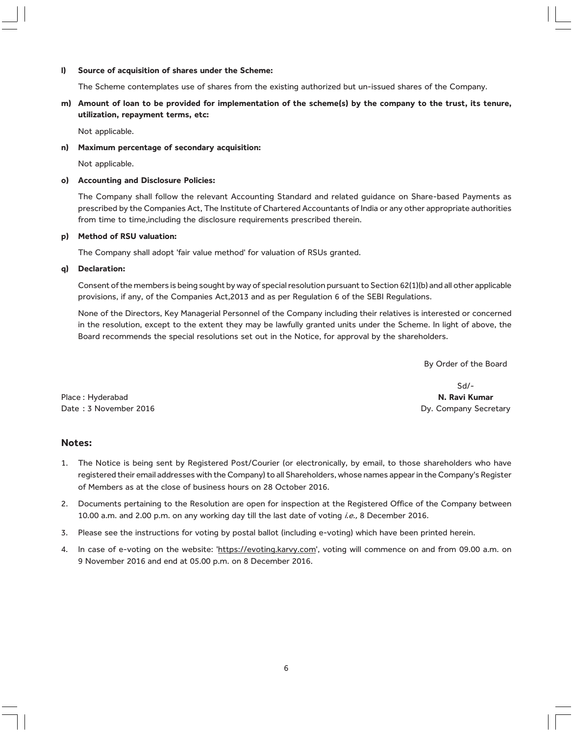**l) Source of acquisition of shares under the Scheme:**

The Scheme contemplates use of shares from the existing authorized but un-issued shares of the Company.

**m) Amount of loan to be provided for implementation of the scheme(s) by the company to the trust, its tenure, utilization, repayment terms, etc:**

Not applicable.

**n) Maximum percentage of secondary acquisition:**

Not applicable.

**o) Accounting and Disclosure Policies:**

The Company shall follow the relevant Accounting Standard and related guidance on Share-based Payments as prescribed by the Companies Act, The Institute of Chartered Accountants of India or any other appropriate authorities from time to time,including the disclosure requirements prescribed therein.

**p) Method of RSU valuation:**

The Company shall adopt 'fair value method' for valuation of RSUs granted.

**q) Declaration:**

Consent of the members is being sought by way of special resolution pursuant to Section 62(1)(b) and all other applicable provisions, if any, of the Companies Act,2013 and as per Regulation 6 of the SEBI Regulations.

None of the Directors, Key Managerial Personnel of the Company including their relatives is interested or concerned in the resolution, except to the extent they may be lawfully granted units under the Scheme. In light of above, the Board recommends the special resolutions set out in the Notice, for approval by the shareholders.

By Order of the Board

Sd/-
**N. Ravi Kumar**
Dy. Company Secretary

Place : Hyderabad
Date : 3 November 2016

## Notes:

1. The Notice is being sent by Registered Post/Courier (or electronically, by email, to those shareholders who have registered their email addresses with the Company) to all Shareholders, whose names appear in the Company's Register of Members as at the close of business hours on 28 October 2016.
2. Documents pertaining to the Resolution are open for inspection at the Registered Office of the Company between 10.00 a.m. and 2.00 p.m. on any working day till the last date of voting *i.e.,* 8 December 2016.
3. Please see the instructions for voting by postal ballot (including e-voting) which have been printed herein.
4. In case of e-voting on the website: 'https://evoting.karvy.com', voting will commence on and from 09.00 a.m. on 9 November 2016 and end at 05.00 p.m. on 8 December 2016.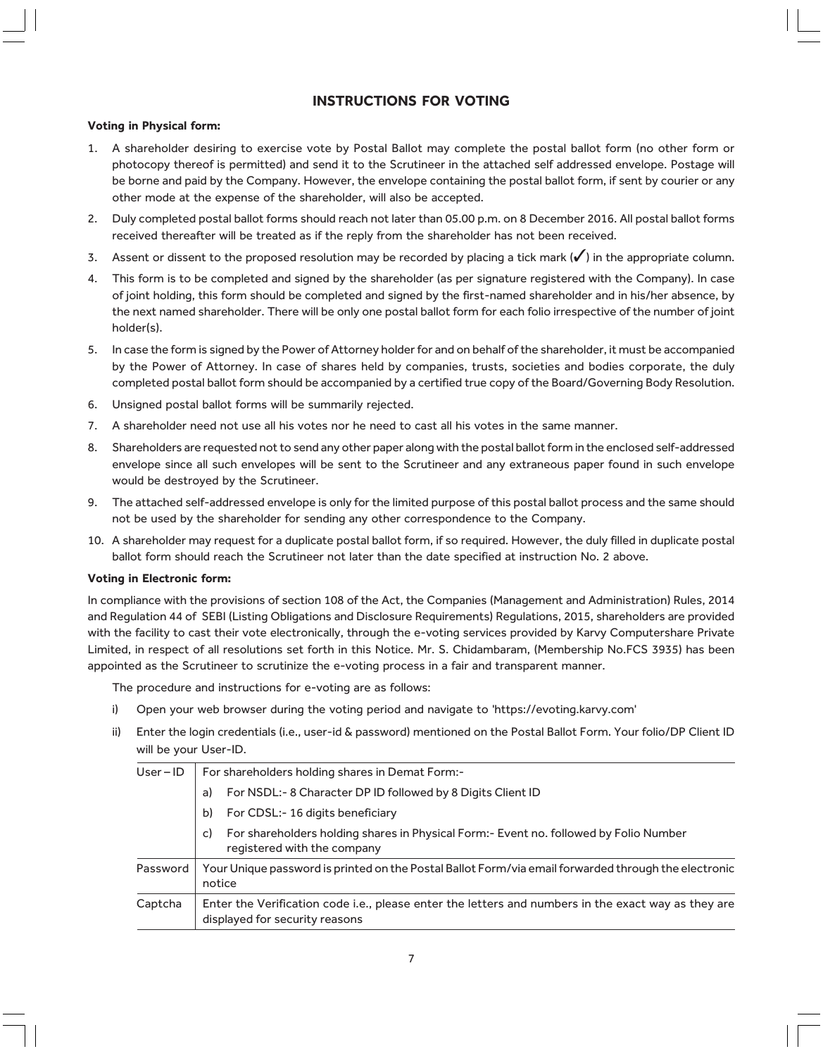## INSTRUCTIONS FOR VOTING

**Voting in Physical form:**

1. A shareholder desiring to exercise vote by Postal Ballot may complete the postal ballot form (no other form or photocopy thereof is permitted) and send it to the Scrutineer in the attached self addressed envelope. Postage will be borne and paid by the Company. However, the envelope containing the postal ballot form, if sent by courier or any other mode at the expense of the shareholder, will also be accepted.
2. Duly completed postal ballot forms should reach not later than 05.00 p.m. on 8 December 2016. All postal ballot forms received thereafter will be treated as if the reply from the shareholder has not been received.
3. Assent or dissent to the proposed resolution may be recorded by placing a tick mark (✓) in the appropriate column.
4. This form is to be completed and signed by the shareholder (as per signature registered with the Company). In case of joint holding, this form should be completed and signed by the first-named shareholder and in his/her absence, by the next named shareholder. There will be only one postal ballot form for each folio irrespective of the number of joint holder(s).
5. In case the form is signed by the Power of Attorney holder for and on behalf of the shareholder, it must be accompanied by the Power of Attorney. In case of shares held by companies, trusts, societies and bodies corporate, the duly completed postal ballot form should be accompanied by a certified true copy of the Board/Governing Body Resolution.
6. Unsigned postal ballot forms will be summarily rejected.
7. A shareholder need not use all his votes nor he need to cast all his votes in the same manner.
8. Shareholders are requested not to send any other paper along with the postal ballot form in the enclosed self-addressed envelope since all such envelopes will be sent to the Scrutineer and any extraneous paper found in such envelope would be destroyed by the Scrutineer.
9. The attached self-addressed envelope is only for the limited purpose of this postal ballot process and the same should not be used by the shareholder for sending any other correspondence to the Company.
10. A shareholder may request for a duplicate postal ballot form, if so required. However, the duly filled in duplicate postal ballot form should reach the Scrutineer not later than the date specified at instruction No. 2 above.

**Voting in Electronic form:**

In compliance with the provisions of section 108 of the Act, the Companies (Management and Administration) Rules, 2014 and Regulation 44 of SEBI (Listing Obligations and Disclosure Requirements) Regulations, 2015, shareholders are provided with the facility to cast their vote electronically, through the e-voting services provided by Karvy Computershare Private Limited, in respect of all resolutions set forth in this Notice. Mr. S. Chidambaram, (Membership No.FCS 3935) has been appointed as the Scrutineer to scrutinize the e-voting process in a fair and transparent manner.

The procedure and instructions for e-voting are as follows:

i) Open your web browser during the voting period and navigate to 'https://evoting.karvy.com'

ii) Enter the login credentials (i.e., user-id & password) mentioned on the Postal Ballot Form. Your folio/DP Client ID will be your User-ID.

| User – ID | For shareholders holding shares in Demat Form:-<br>a) For NSDL:- 8 Character DP ID followed by 8 Digits Client ID<br>b) For CDSL:- 16 digits beneficiary<br>c) For shareholders holding shares in Physical Form:- Event no. followed by Folio Number registered with the company |
|---|---|
| Password | Your Unique password is printed on the Postal Ballot Form/via email forwarded through the electronic notice |
| Captcha | Enter the Verification code i.e., please enter the letters and numbers in the exact way as they are displayed for security reasons |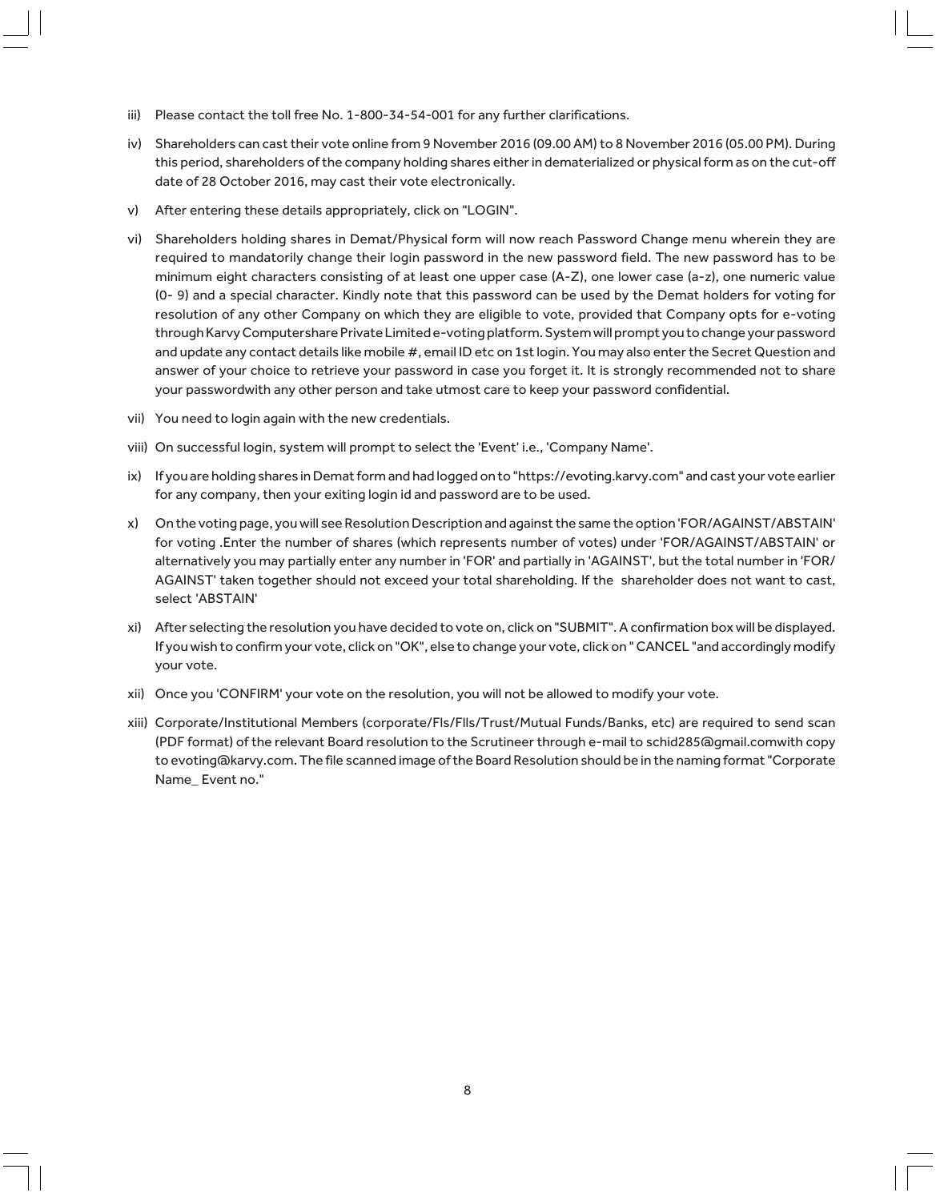iii) Please contact the toll free No. 1-800-34-54-001 for any further clarifications.

iv) Shareholders can cast their vote online from 9 November 2016 (09.00 AM) to 8 November 2016 (05.00 PM). During this period, shareholders of the company holding shares either in dematerialized or physical form as on the cut-off date of 28 October 2016, may cast their vote electronically.

v) After entering these details appropriately, click on "LOGIN".

vi) Shareholders holding shares in Demat/Physical form will now reach Password Change menu wherein they are required to mandatorily change their login password in the new password field. The new password has to be minimum eight characters consisting of at least one upper case (A-Z), one lower case (a-z), one numeric value (0- 9) and a special character. Kindly note that this password can be used by the Demat holders for voting for resolution of any other Company on which they are eligible to vote, provided that Company opts for e-voting through Karvy Computershare Private Limited e-voting platform. System will prompt you to change your password and update any contact details like mobile #, email ID etc on 1st login. You may also enter the Secret Question and answer of your choice to retrieve your password in case you forget it. It is strongly recommended not to share your passwordwith any other person and take utmost care to keep your password confidential.

vii) You need to login again with the new credentials.

viii) On successful login, system will prompt to select the 'Event' i.e., 'Company Name'.

ix) If you are holding shares in Demat form and had logged on to "https://evoting.karvy.com" and cast your vote earlier for any company, then your exiting login id and password are to be used.

x) On the voting page, you will see Resolution Description and against the same the option 'FOR/AGAINST/ABSTAIN' for voting .Enter the number of shares (which represents number of votes) under 'FOR/AGAINST/ABSTAIN' or alternatively you may partially enter any number in 'FOR' and partially in 'AGAINST', but the total number in 'FOR/ AGAINST' taken together should not exceed your total shareholding. If the shareholder does not want to cast, select 'ABSTAIN'

xi) After selecting the resolution you have decided to vote on, click on "SUBMIT". A confirmation box will be displayed. If you wish to confirm your vote, click on "OK", else to change your vote, click on " CANCEL "and accordingly modify your vote.

xii) Once you 'CONFIRM' your vote on the resolution, you will not be allowed to modify your vote.

xiii) Corporate/Institutional Members (corporate/FIs/FIIs/Trust/Mutual Funds/Banks, etc) are required to send scan (PDF format) of the relevant Board resolution to the Scrutineer through e-mail to schid285@gmail.comwith copy to evoting@karvy.com. The file scanned image of the Board Resolution should be in the naming format "Corporate Name_ Event no."